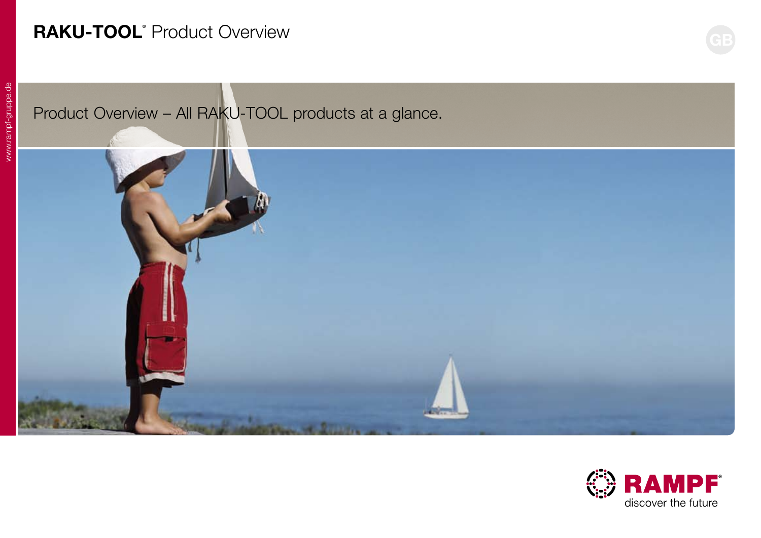# RAKU-TOOL® Product Overview

GB

Product Overview – All RAKU-TOOL products at a glance.

RAMPF®

discover the future

www.rampf-gruppe.de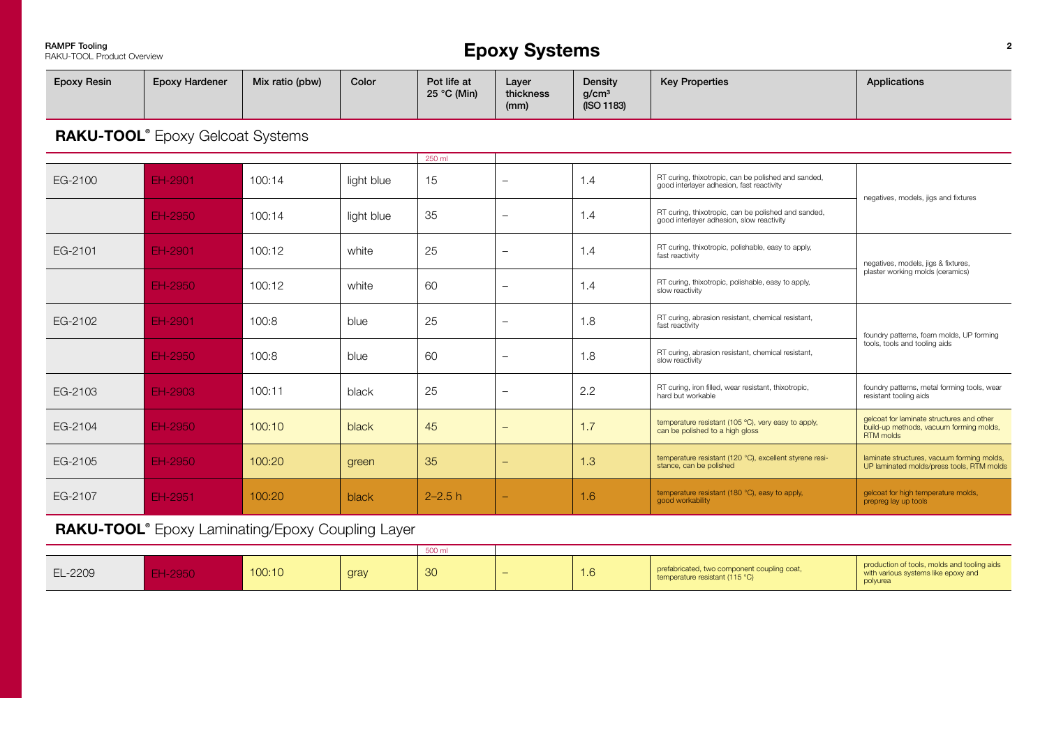# Epoxy Systems

| Epoxy Resin | Epoxy Hardener | Mix ratio (pbw) | Color | Pot life at 25 °C (Min) | Layer thickness (mm) | Density $g/cm^3$ (ISO 1183) | Key Properties | Applications |
|---|---|---|---|---|---|---|---|---|

## RAKU-TOOL® Epoxy Gelcoat Systems

| Epoxy Resin | Epoxy Hardener | Mix ratio (pbw) | Color | Pot life at 25 °C (Min) 250 ml | Layer thickness (mm) | Density $g/cm^3$ (ISO 1183) | Key Properties | Applications |
|---|---|---|---|---|---|---|---|---|
| EG-2100 | EH-2901 | 100:14 | light blue | 15 | – | 1.4 | RT curing, thixotropic, can be polished and sanded, good interlayer adhesion, fast reactivity | negatives, models, jigs and fixtures |
| | EH-2950 | 100:14 | light blue | 35 | – | 1.4 | RT curing, thixotropic, can be polished and sanded, good interlayer adhesion, slow reactivity | |
| EG-2101 | EH-2901 | 100:12 | white | 25 | – | 1.4 | RT curing, thixotropic, polishable, easy to apply, fast reactivity | negatives, models, jigs & fixtures, plaster working molds (ceramics) |
| | EH-2950 | 100:12 | white | 60 | – | 1.4 | RT curing, thixotropic, polishable, easy to apply, slow reactivity | |
| EG-2102 | EH-2901 | 100:8 | blue | 25 | – | 1.8 | RT curing, abrasion resistant, chemical resistant, fast reactivity | foundry patterns, foam molds, UP forming tools, tools and tooling aids |
| | EH-2950 | 100:8 | blue | 60 | – | 1.8 | RT curing, abrasion resistant, chemical resistant, slow reactivity | |
| EG-2103 | EH-2903 | 100:11 | black | 25 | – | 2.2 | RT curing, iron filled, wear resistant, thixotropic, hard but workable | foundry patterns, metal forming tools, wear resistant tooling aids |
| EG-2104 | EH-2950 | 100:10 | black | 45 | – | 1.7 | temperature resistant (105 °C), very easy to apply, can be polished to a high gloss | gelcoat for laminate structures and other build-up methods, vacuum forming molds, RTM molds |
| EG-2105 | EH-2950 | 100:20 | green | 35 | – | 1.3 | temperature resistant (120 °C), excellent styrene resistance, can be polished | laminate structures, vacuum forming molds, UP laminated molds/press tools, RTM molds |
| EG-2107 | EH-2951 | 100:20 | black | 2–2.5 h | – | 1.6 | temperature resistant (180 °C), easy to apply, good workability | gelcoat for high temperature molds, prepreg lay up tools |

## RAKU-TOOL® Epoxy Laminating/Epoxy Coupling Layer

| Epoxy Resin | Epoxy Hardener | Mix ratio (pbw) | Color | Pot life at 25 °C (Min) 500 ml | Layer thickness (mm) | Density $g/cm^3$ (ISO 1183) | Key Properties | Applications |
|---|---|---|---|---|---|---|---|---|
| EL-2209 | EH-2950 | 100:10 | gray | 30 | – | 1.6 | prefabricated, two component coupling coat, temperature resistant (115 °C) | production of tools, molds and tooling aids with various systems like epoxy and polyurea |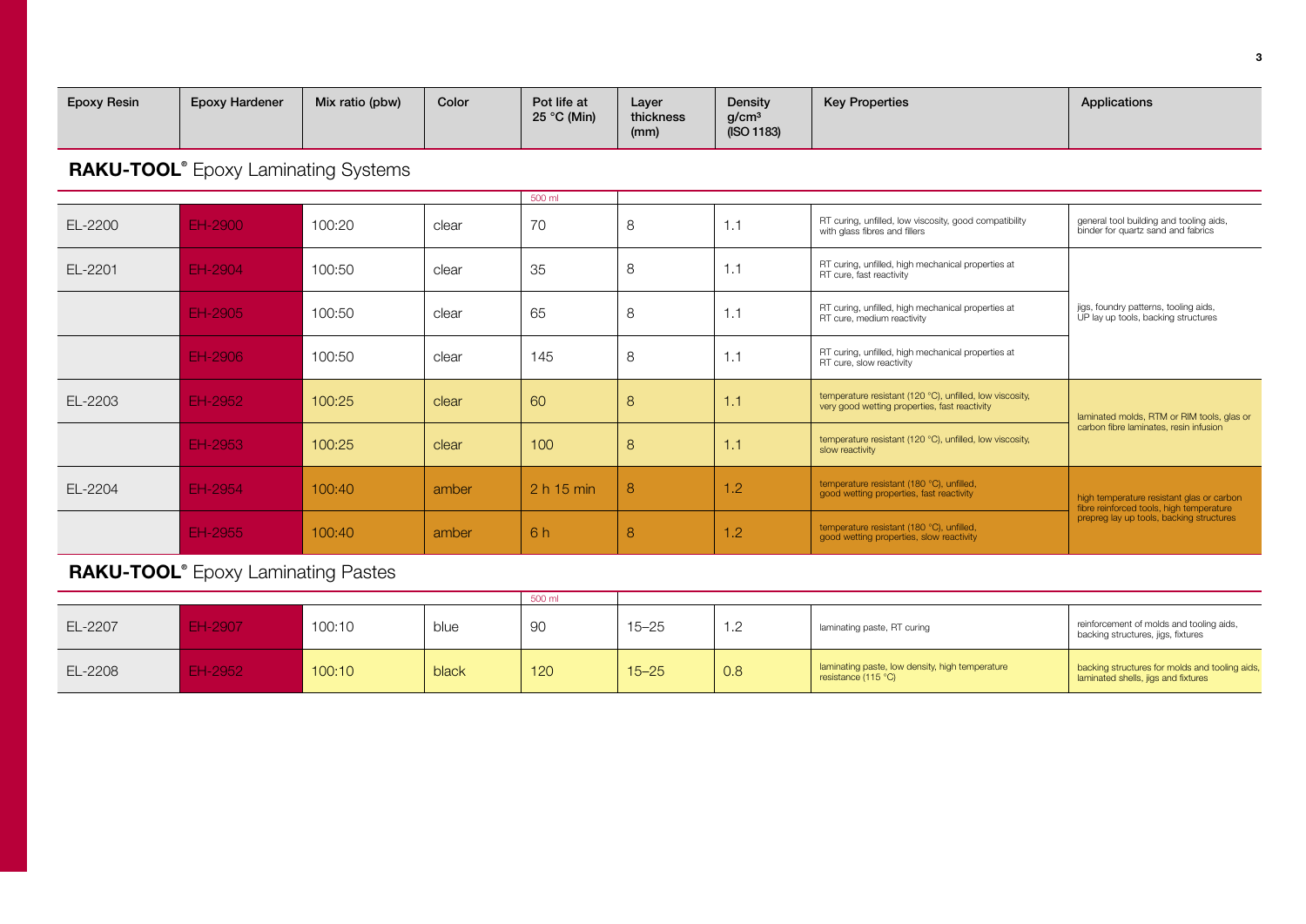| Epoxy Resin | Epoxy Hardener | Mix ratio (pbw) | Color | Pot life at 25 °C (Min) | Layer thickness (mm) | Density g/cm³ (ISO 1183) | Key Properties | Applications |
|---|---|---|---|---|---|---|---|---|

## RAKU-TOOL® Epoxy Laminating Systems

| Epoxy Resin | Epoxy Hardener | Mix ratio (pbw) | Color | Pot life at 25 °C (Min) 500 ml | Layer thickness (mm) | Density g/cm³ (ISO 1183) | Key Properties | Applications |
|---|---|---|---|---|---|---|---|---|
| EL-2200 | EH-2900 | 100:20 | clear | 70 | 8 | 1.1 | RT curing, unfilled, low viscosity, good compatibility with glass fibres and fillers | general tool building and tooling aids, binder for quartz sand and fabrics |
| EL-2201 | EH-2904 | 100:50 | clear | 35 | 8 | 1.1 | RT curing, unfilled, high mechanical properties at RT cure, fast reactivity | jigs, foundry patterns, tooling aids, UP lay up tools, backing structures |
| | EH-2905 | 100:50 | clear | 65 | 8 | 1.1 | RT curing, unfilled, high mechanical properties at RT cure, medium reactivity | |
| | EH-2906 | 100:50 | clear | 145 | 8 | 1.1 | RT curing, unfilled, high mechanical properties at RT cure, slow reactivity | |
| EL-2203 | EH-2952 | 100:25 | clear | 60 | 8 | 1.1 | temperature resistant (120 °C), unfilled, low viscosity, very good wetting properties, fast reactivity | laminated molds, RTM or RIM tools, glas or carbon fibre laminates, resin infusion |
| | EH-2953 | 100:25 | clear | 100 | 8 | 1.1 | temperature resistant (120 °C), unfilled, low viscosity, slow reactivity | |
| EL-2204 | EH-2954 | 100:40 | amber | 2 h 15 min | 8 | 1.2 | temperature resistant (180 °C), unfilled, good wetting properties, fast reactivity | high temperature resistant glas or carbon fibre reinforced tools, high temperature prepreg lay up tools, backing structures |
| | EH-2955 | 100:40 | amber | 6 h | 8 | 1.2 | temperature resistant (180 °C), unfilled, good wetting properties, slow reactivity | |

## RAKU-TOOL® Epoxy Laminating Pastes

| Epoxy Resin | Epoxy Hardener | Mix ratio (pbw) | Color | Pot life at 25 °C (Min) 500 ml | Layer thickness (mm) | Density g/cm³ (ISO 1183) | Key Properties | Applications |
|---|---|---|---|---|---|---|---|---|
| EL-2207 | EH-2907 | 100:10 | blue | 90 | 15–25 | 1.2 | laminating paste, RT curing | reinforcement of molds and tooling aids, backing structures, jigs, fixtures |
| EL-2208 | EH-2952 | 100:10 | black | 120 | 15–25 | 0.8 | laminating paste, low density, high temperature resistance (115 °C) | backing structures for molds and tooling aids, laminated shells, jigs and fixtures |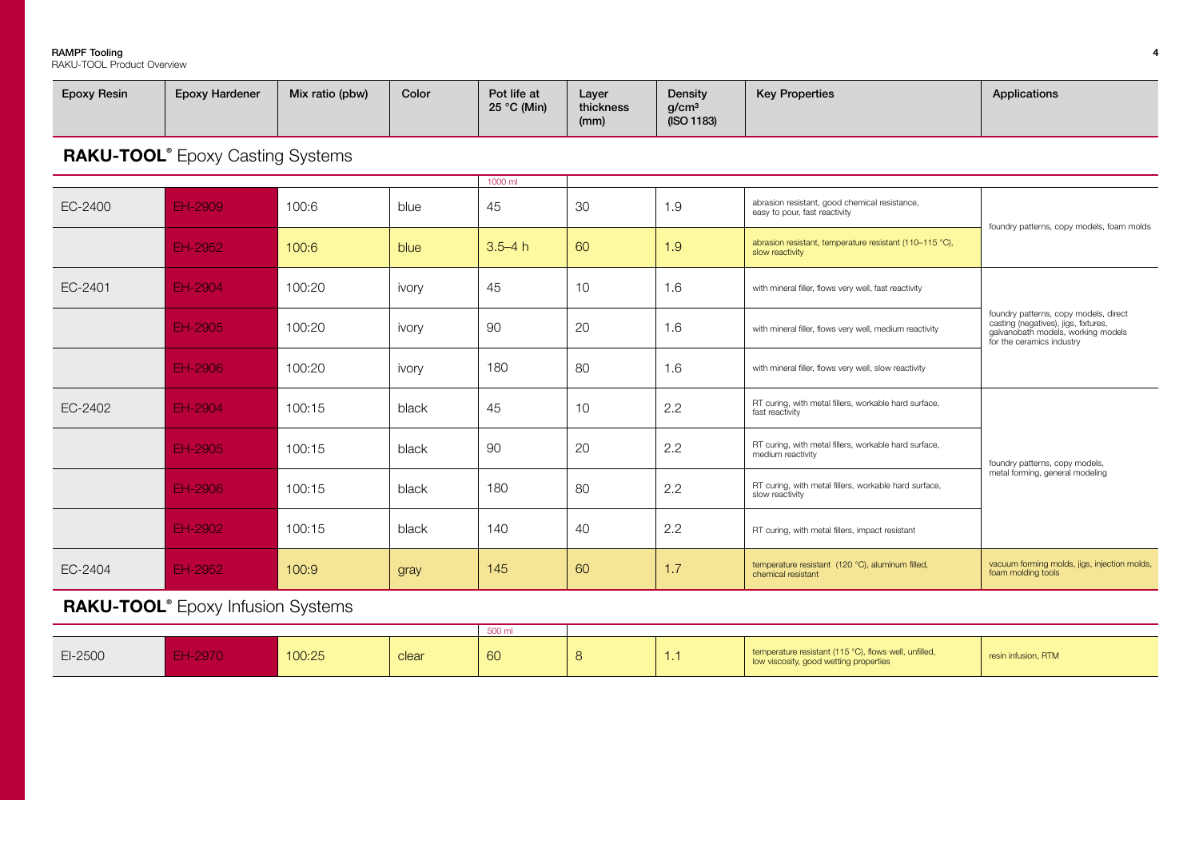| Epoxy Resin | Epoxy Hardener | Mix ratio (pbw) | Color | Pot life at 25 °C (Min) | Layer thickness (mm) | Density g/cm³ (ISO 1183) | Key Properties | Applications |
|---|---|---|---|---|---|---|---|---|

## RAKU-TOOL® Epoxy Casting Systems

| Epoxy Resin | Epoxy Hardener | Mix ratio (pbw) | Color | Pot life at 25 °C (Min) 1000 ml | Layer thickness (mm) | Density g/cm³ (ISO 1183) | Key Properties | Applications |
|---|---|---|---|---|---|---|---|---|
| EC-2400 | EH-2909 | 100:6 | blue | 45 | 30 | 1.9 | abrasion resistant, good chemical resistance, easy to pour, fast reactivity | foundry patterns, copy models, foam molds |
| | EH-2952 | 100:6 | blue | 3.5–4 h | 60 | 1.9 | abrasion resistant, temperature resistant (110–115 °C), slow reactivity | |
| EC-2401 | EH-2904 | 100:20 | ivory | 45 | 10 | 1.6 | with mineral filler, flows very well, fast reactivity | foundry patterns, copy models, direct casting (negatives), jigs, fixtures, galvanobath models, working models for the ceramics industry |
| | EH-2905 | 100:20 | ivory | 90 | 20 | 1.6 | with mineral filler, flows very well, medium reactivity | |
| | EH-2906 | 100:20 | ivory | 180 | 80 | 1.6 | with mineral filler, flows very well, slow reactivity | |
| EC-2402 | EH-2904 | 100:15 | black | 45 | 10 | 2.2 | RT curing, with metal fillers, workable hard surface, fast reactivity | foundry patterns, copy models, metal forming, general modeling |
| | EH-2905 | 100:15 | black | 90 | 20 | 2.2 | RT curing, with metal fillers, workable hard surface, medium reactivity | |
| | EH-2906 | 100:15 | black | 180 | 80 | 2.2 | RT curing, with metal fillers, workable hard surface, slow reactivity | |
| | EH-2902 | 100:15 | black | 140 | 40 | 2.2 | RT curing, with metal fillers, impact resistant | |
| EC-2404 | EH-2952 | 100:9 | gray | 145 | 60 | 1.7 | temperature resistant (120 °C), aluminum filled, chemical resistant | vacuum forming molds, jigs, injection molds, foam molding tools |

## RAKU-TOOL® Epoxy Infusion Systems

| Epoxy Resin | Epoxy Hardener | Mix ratio (pbw) | Color | Pot life at 25 °C (Min) 500 ml | Layer thickness (mm) | Density g/cm³ (ISO 1183) | Key Properties | Applications |
|---|---|---|---|---|---|---|---|---|
| EI-2500 | EH-2970 | 100:25 | clear | 60 | 8 | 1.1 | temperature resistant (115 °C), flows well, unfilled, low viscosity, good wetting properties | resin infusion, RTM |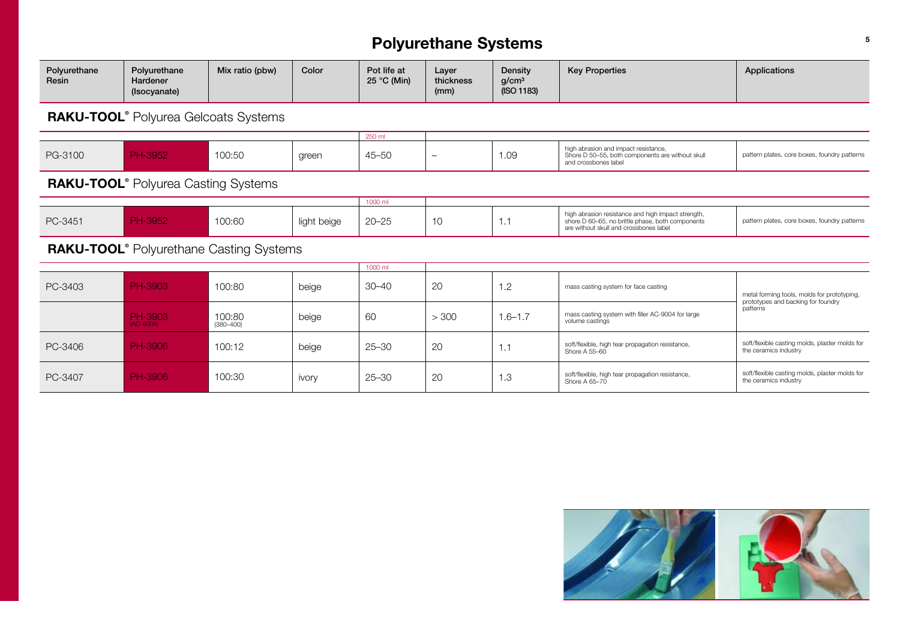# Polyurethane Systems

| Polyurethane Resin | Polyurethane Hardener (Isocyanate) | Mix ratio (pbw) | Color | Pot life at 25 °C (Min) | Layer thickness (mm) | Density g/cm³ (ISO 1183) | Key Properties | Applications |
|---|---|---|---|---|---|---|---|---|
| **RAKU-TOOL® Polyurea Gelcoats Systems** | | | | | | | | |
| | | | | 250 ml | | | | |
| PG-3100 | PH-3952 | 100:50 | green | 45–50 | – | 1.09 | high abrasion and impact resistance, Shore D 50–55, both components are without skull and crossbones label | pattern plates, core boxes, foundry patterns |
| **RAKU-TOOL® Polyurea Casting Systems** | | | | | | | | |
| | | | | 1000 ml | | | | |
| PC-3451 | PH-3952 | 100:60 | light beige | 20–25 | 10 | 1.1 | high abrasion resistance and high impact strength, shore D 60–65, no brittle phase, both components are without skull and crossbones label | pattern plates, core boxes, foundry patterns |
| **RAKU-TOOL® Polyurethane Casting Systems** | | | | | | | | |
| | | | | 1000 ml | | | | |
| PC-3403 | PH-3903 | 100:80 | beige | 30–40 | 20 | 1.2 | mass casting system for face casting | metal forming tools, molds for prototyping, prototypes and backing for foundry patterns |
| | PH-3903 (AC-9004) | 100:80 (380–400) | beige | 60 | > 300 | 1.6–1.7 | mass casting system with filler AC-9004 for large volume castings | |
| PC-3406 | PH-3906 | 100:12 | beige | 25–30 | 20 | 1.1 | soft/flexible, high tear propagation resistance, Shore A 55–60 | soft/flexible casting molds, plaster molds for the ceramics industry |
| PC-3407 | PH-3906 | 100:30 | ivory | 25–30 | 20 | 1.3 | soft/flexible, high tear propagation resistance, Shore A 65–70 | soft/flexible casting molds, plaster molds for the ceramics industry |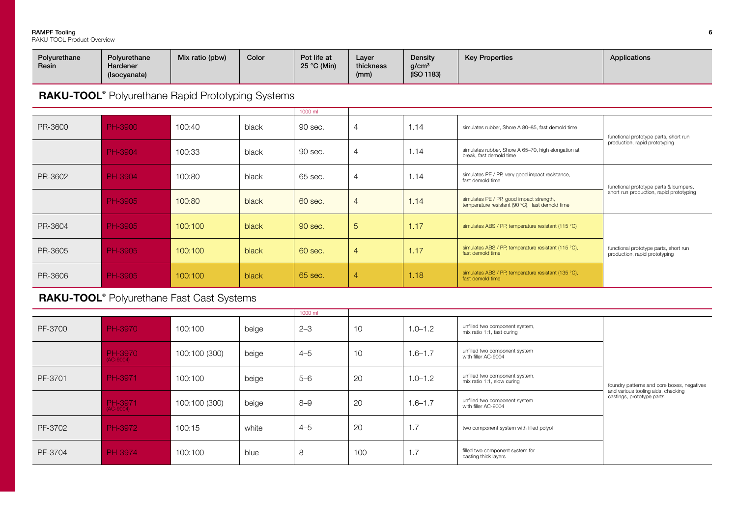## RAKU-TOOL® Polyurethane Rapid Prototyping Systems

| Polyurethane Resin | Polyurethane Hardener (Isocyanate) | Mix ratio (pbw) | Color | Pot life at 25 °C (Min) 1000 ml | Layer thickness (mm) | Density g/cm³ (ISO 1183) | Key Properties | Applications |
|---|---|---|---|---|---|---|---|---|
| PR-3600 | PH-3900 | 100:40 | black | 90 sec. | 4 | 1.14 | simulates rubber, Shore A 80–85, fast demold time | functional prototype parts, short run production, rapid prototyping |
| | PH-3904 | 100:33 | black | 90 sec. | 4 | 1.14 | simulates rubber, Shore A 65–70, high elongation at break, fast demold time | |
| PR-3602 | PH-3904 | 100:80 | black | 65 sec. | 4 | 1.14 | simulates PE / PP, very good impact resistance, fast demold time | functional prototype parts & bumpers, short run production, rapid prototyping |
| | PH-3905 | 100:80 | black | 60 sec. | 4 | 1.14 | simulates PE / PP, good impact strength, temperature resistant (90 °C), fast demold time | |
| PR-3604 | PH-3905 | 100:100 | black | 90 sec. | 5 | 1.17 | simulates ABS / PP, temperature resistant (115 °C) | functional prototype parts, short run production, rapid prototyping |
| PR-3605 | PH-3905 | 100:100 | black | 60 sec. | 4 | 1.17 | simulates ABS / PP, temperature resistant (115 °C), fast demold time | |
| PR-3606 | PH-3905 | 100:100 | black | 65 sec. | 4 | 1.18 | simulates ABS / PP, temperature resistant (135 °C), fast demold time | |

## RAKU-TOOL® Polyurethane Fast Cast Systems

| Polyurethane Resin | Polyurethane Hardener (Isocyanate) | Mix ratio (pbw) | Color | Pot life at 25 °C (Min) 1000 ml | Layer thickness (mm) | Density g/cm³ (ISO 1183) | Key Properties | Applications |
|---|---|---|---|---|---|---|---|---|
| PF-3700 | PH-3970 | 100:100 | beige | 2–3 | 10 | 1.0–1.2 | unfilled two component system, mix ratio 1:1, fast curing | foundry patterns and core boxes, negatives and various tooling aids, checking castings, prototype parts |
| | PH-3970 (AC-9004) | 100:100 (300) | beige | 4–5 | 10 | 1.6–1.7 | unfilled two component system with filler AC-9004 | |
| PF-3701 | PH-3971 | 100:100 | beige | 5–6 | 20 | 1.0–1.2 | unfilled two component system, mix ratio 1:1, slow curing | |
| | PH-3971 (AC-9004) | 100:100 (300) | beige | 8–9 | 20 | 1.6–1.7 | unfilled two component system with filler AC-9004 | |
| PF-3702 | PH-3972 | 100:15 | white | 4–5 | 20 | 1.7 | two component system with filled polyol | |
| PF-3704 | PH-3974 | 100:100 | blue | 8 | 100 | 1.7 | filled two component system for casting thick layers | |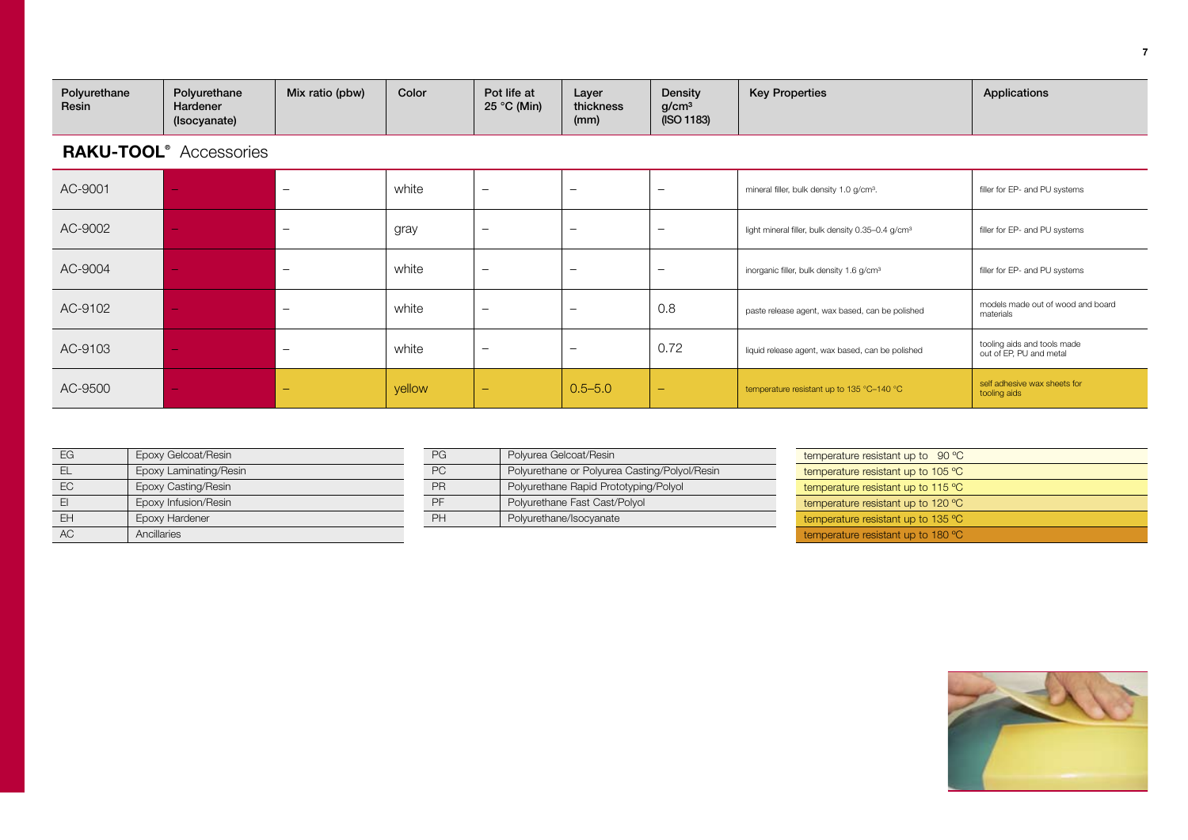| Polyurethane Resin | Polyurethane Hardener (Isocyanate) | Mix ratio (pbw) | Color | Pot life at 25 °C (Min) | Layer thickness (mm) | Density g/cm³ (ISO 1183) | Key Properties | Applications |
|---|---|---|---|---|---|---|---|---|
| **RAKU-TOOL® Accessories** | | | | | | | | |
| AC-9001 | – | – | white | – | – | – | mineral filler, bulk density 1.0 g/cm³. | filler for EP- and PU systems |
| AC-9002 | – | – | gray | – | – | – | light mineral filler, bulk density 0.35–0.4 g/cm³ | filler for EP- and PU systems |
| AC-9004 | – | – | white | – | – | – | inorganic filler, bulk density 1.6 g/cm³ | filler for EP- and PU systems |
| AC-9102 | – | – | white | – | – | 0.8 | paste release agent, wax based, can be polished | models made out of wood and board materials |
| AC-9103 | – | – | white | – | – | 0.72 | liquid release agent, wax based, can be polished | tooling aids and tools made out of EP, PU and metal |
| AC-9500 | – | – | yellow | – | 0.5–5.0 | – | temperature resistant up to 135 °C–140 °C | self adhesive wax sheets for tooling aids |

| | |
|---|---|
| EG | Epoxy Gelcoat/Resin |
| EL | Epoxy Laminating/Resin |
| EC | Epoxy Casting/Resin |
| EI | Epoxy Infusion/Resin |
| EH | Epoxy Hardener |
| AC | Ancillaries |

| | |
|---|---|
| PG | Polyurea Gelcoat/Resin |
| PC | Polyurethane or Polyurea Casting/Polyol/Resin |
| PR | Polyurethane Rapid Prototyping/Polyol |
| PF | Polyurethane Fast Cast/Polyol |
| PH | Polyurethane/Isocyanate |

| |
|---|
| temperature resistant up to 90 °C |
| temperature resistant up to 105 °C |
| temperature resistant up to 115 °C |
| temperature resistant up to 120 °C |
| temperature resistant up to 135 °C |
| temperature resistant up to 180 °C |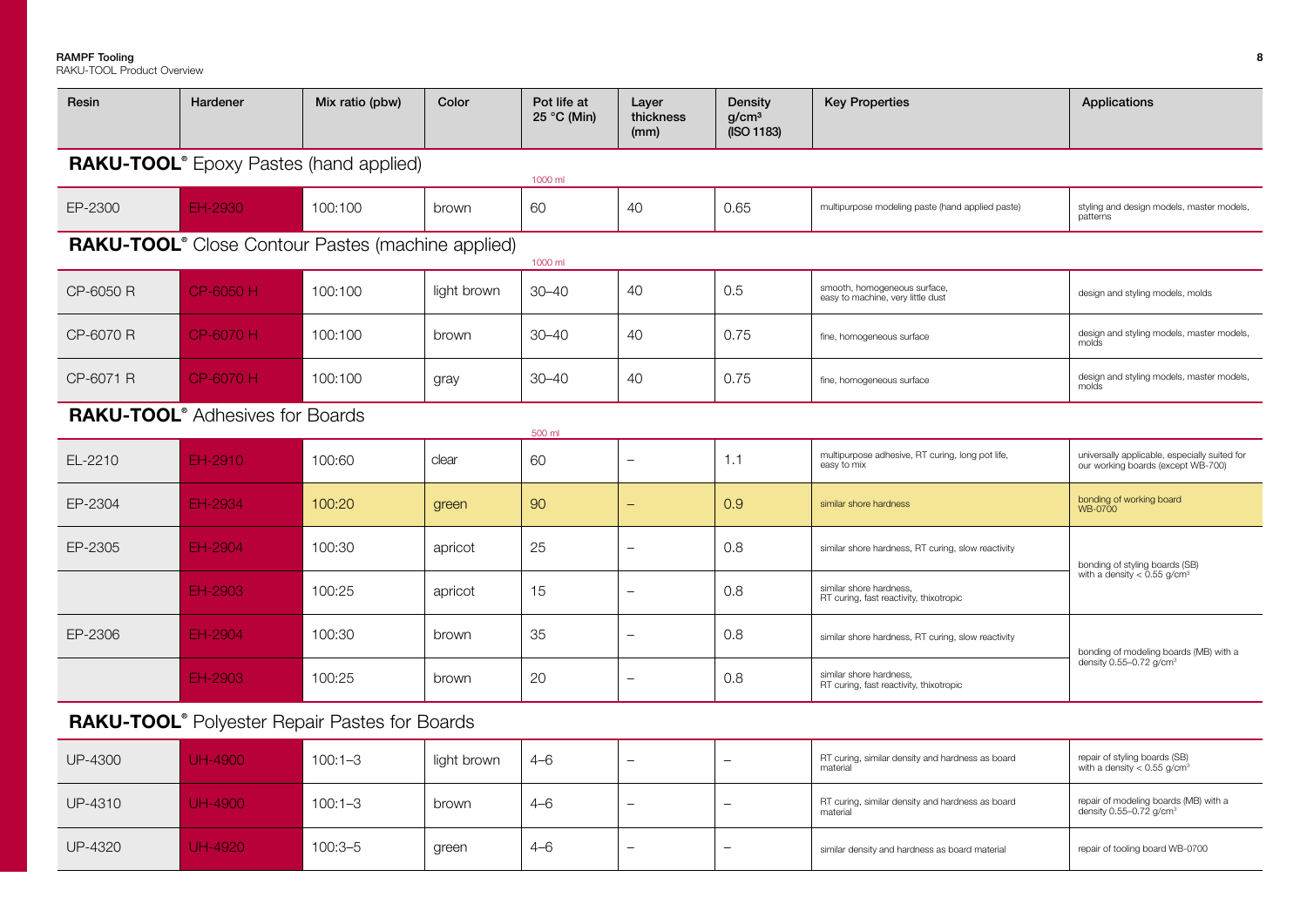| Resin | Hardener | Mix ratio (pbw) | Color | Pot life at 25 °C (Min) | Layer thickness (mm) | Density g/cm³ (ISO 1183) | Key Properties | Applications |
|---|---|---|---|---|---|---|---|---|
| **RAKU-TOOL® Epoxy Pastes (hand applied)** | | | | 1000 ml | | | | |
| EP-2300 | EH-2930 | 100:100 | brown | 60 | 40 | 0.65 | multipurpose modeling paste (hand applied paste) | styling and design models, master models, patterns |
| **RAKU-TOOL® Close Contour Pastes (machine applied)** | | | | 1000 ml | | | | |
| CP-6050 R | CP-6050 H | 100:100 | light brown | 30–40 | 40 | 0.5 | smooth, homogeneous surface, easy to machine, very little dust | design and styling models, molds |
| CP-6070 R | CP-6070 H | 100:100 | brown | 30–40 | 40 | 0.75 | fine, homogeneous surface | design and styling models, master models, molds |
| CP-6071 R | CP-6070 H | 100:100 | gray | 30–40 | 40 | 0.75 | fine, homogeneous surface | design and styling models, master models, molds |
| **RAKU-TOOL® Adhesives for Boards** | | | | 500 ml | | | | |
| EL-2210 | EH-2910 | 100:60 | clear | 60 | – | 1.1 | multipurpose adhesive, RT curing, long pot life, easy to mix | universally applicable, especially suited for our working boards (except WB-700) |
| EP-2304 | EH-2934 | 100:20 | green | 90 | – | 0.9 | similar shore hardness | bonding of working board WB-0700 |
| EP-2305 | EH-2904 | 100:30 | apricot | 25 | – | 0.8 | similar shore hardness, RT curing, slow reactivity | bonding of styling boards (SB) with a density < 0.55 g/cm³ |
| | EH-2903 | 100:25 | apricot | 15 | – | 0.8 | similar shore hardness, RT curing, fast reactivity, thixotropic | |
| EP-2306 | EH-2904 | 100:30 | brown | 35 | – | 0.8 | similar shore hardness, RT curing, slow reactivity | bonding of modeling boards (MB) with a density 0.55–0.72 g/cm³ |
| | EH-2903 | 100:25 | brown | 20 | – | 0.8 | similar shore hardness, RT curing, fast reactivity, thixotropic | |
| **RAKU-TOOL® Polyester Repair Pastes for Boards** | | | | | | | | |
| UP-4300 | UH-4900 | 100:1–3 | light brown | 4–6 | – | – | RT curing, similar density and hardness as board material | repair of styling boards (SB) with a density < 0.55 g/cm³ |
| UP-4310 | UH-4900 | 100:1–3 | brown | 4–6 | – | – | RT curing, similar density and hardness as board material | repair of modeling boards (MB) with a density 0.55–0.72 g/cm³ |
| UP-4320 | UH-4920 | 100:3–5 | green | 4–6 | – | – | similar density and hardness as board material | repair of tooling board WB-0700 |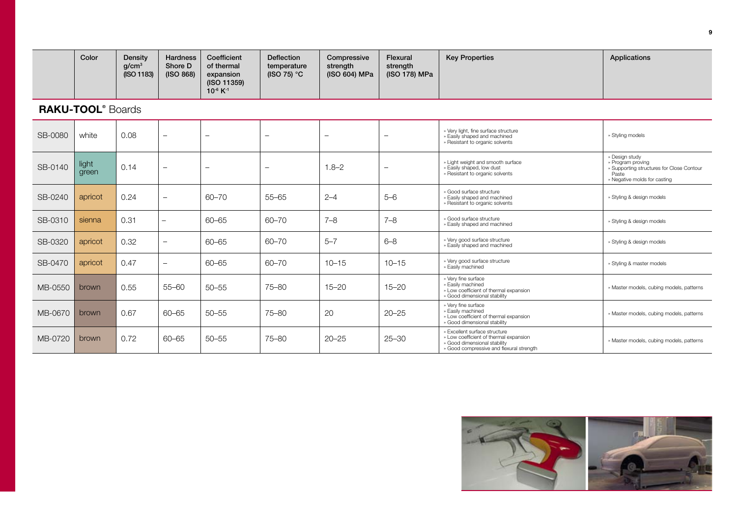## RAKU-TOOL® Boards

| | Color | Density g/cm³ (ISO 1183) | Hardness Shore D (ISO 868) | Coefficient of thermal expansion (ISO 11359) $10^{-6}$ $K^{-1}$ | Deflection temperature (ISO 75) °C | Compressive strength (ISO 604) MPa | Flexural strength (ISO 178) MPa | Key Properties | Applications |
|---|---|---|---|---|---|---|---|---|---|
| SB-0080 | white | 0.08 | – | – | – | – | – | » Very light, fine surface structure<br>» Easily shaped and machined<br>» Resistant to organic solvents | » Styling models |
| SB-0140 | light green | 0.14 | – | – | – | 1.8–2 | – | » Light weight and smooth surface<br>» Easily shaped, low dust<br>» Resistant to organic solvents | » Design study<br>» Program proving<br>» Supporting structures for Close Contour Paste<br>» Negative molds for casting |
| SB-0240 | apricot | 0.24 | – | 60–70 | 55–65 | 2–4 | 5–6 | » Good surface structure<br>» Easily shaped and machined<br>» Resistant to organic solvents | » Styling & design models |
| SB-0310 | sienna | 0.31 | – | 60–65 | 60–70 | 7–8 | 7–8 | » Good surface structure<br>» Easily shaped and machined | » Styling & design models |
| SB-0320 | apricot | 0.32 | – | 60–65 | 60–70 | 5–7 | 6–8 | » Very good surface structure<br>» Easily shaped and machined | » Styling & design models |
| SB-0470 | apricot | 0.47 | – | 60–65 | 60–70 | 10–15 | 10–15 | » Very good surface structure<br>» Easily machined | » Styling & master models |
| MB-0550 | brown | 0.55 | 55–60 | 50–55 | 75–80 | 15–20 | 15–20 | » Very fine surface<br>» Easily machined<br>» Low coefficient of thermal expansion<br>» Good dimensional stability | » Master models, cubing models, patterns |
| MB-0670 | brown | 0.67 | 60–65 | 50–55 | 75–80 | 20 | 20–25 | » Very fine surface<br>» Easily machined<br>» Low coefficient of thermal expansion<br>» Good dimensional stability | » Master models, cubing models, patterns |
| MB-0720 | brown | 0.72 | 60–65 | 50–55 | 75–80 | 20–25 | 25–30 | » Excellent surface structure<br>» Low coefficient of thermal expansion<br>» Good dimensional stability<br>» Good compressive and flexural strength | » Master models, cubing models, patterns |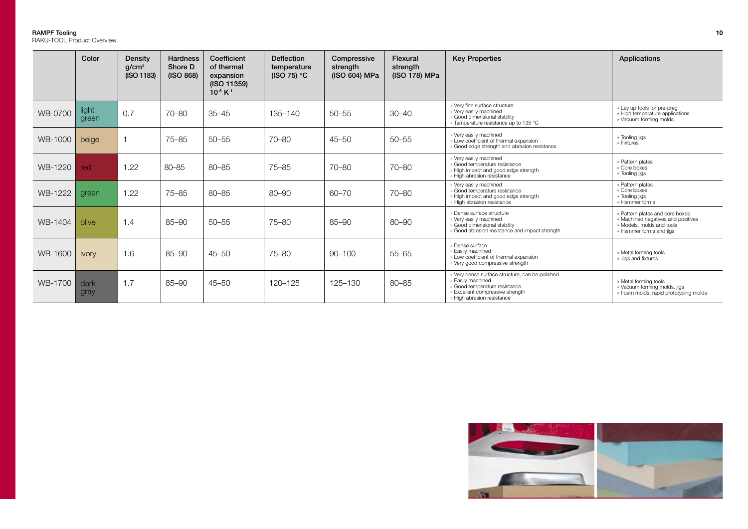**RAMPF Tooling**
RAKU-TOOL Product Overview

| | Color | Density g/cm³ (ISO 1183) | Hardness Shore D (ISO 868) | Coefficient of thermal expansion (ISO 11359) $10^{-6}$ $K^{-1}$ | Deflection temperature (ISO 75) °C | Compressive strength (ISO 604) MPa | Flexural strength (ISO 178) MPa | Key Properties | Applications |
|---|---|---|---|---|---|---|---|---|---|
| WB-0700 | light green | 0.7 | 70–80 | 35–45 | 135–140 | 50–55 | 30–40 | » Very fine surface structure<br>» Very easily machined<br>» Good dimensional stability<br>» Temperature resistance up to 135 °C | » Lay up tools for pre-preg<br>» High temperature applications<br>» Vacuum forming molds |
| WB-1000 | beige | 1 | 75–85 | 50–55 | 70–80 | 45–50 | 50–55 | » Very easily machined<br>» Low coefficient of thermal expansion<br>» Good edge strength and abrasion resistance | » Tooling jigs<br>» Fixtures |
| WB-1220 | red | 1.22 | 80–85 | 80–85 | 75–85 | 70–80 | 70–80 | » Very easily machined<br>» Good temperature resistance<br>» High impact and good edge strength<br>» High abrasion resistance | » Pattern plates<br>» Core boxes<br>» Tooling jigs |
| WB-1222 | green | 1.22 | 75–85 | 80–85 | 80–90 | 60–70 | 70–80 | » Very easily machined<br>» Good temperature resistance<br>» High impact and good edge strength<br>» High abrasion resistance | » Pattern plates<br>» Core boxes<br>» Tooling jigs<br>» Hammer forms |
| WB-1404 | olive | 1.4 | 85–90 | 50–55 | 75–80 | 85–90 | 80–90 | » Dense surface structure<br>» Very easily machined<br>» Good dimensional stability<br>» Good abrasion resistance and impact strength | » Pattern plates and core boxes<br>» Machined negatives and positives<br>» Models, molds and tools<br>» Hammer forms and jigs |
| WB-1600 | ivory | 1.6 | 85–90 | 45–50 | 75–80 | 90–100 | 55–65 | » Dense surface<br>» Easily machined<br>» Low coefficient of thermal expansion<br>» Very good compressive strength | » Metal forming tools<br>» Jigs and fixtures |
| WB-1700 | dark gray | 1.7 | 85–90 | 45–50 | 120–125 | 125–130 | 80–85 | » Very dense surface structure, can be polished<br>» Easily machined<br>» Good temperature resistance<br>» Excellent compressive strength<br>» High abrasion resistance | » Metal forming tools<br>» Vacuum forming molds, jigs<br>» Foam molds, rapid prototyping molds |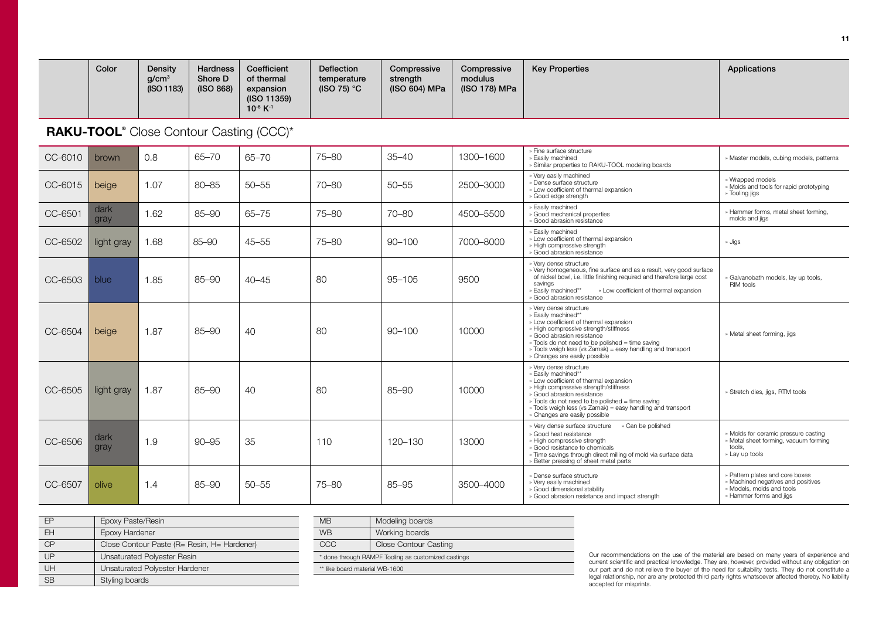| | Color | Density $g/cm^3$ (ISO 1183) | Hardness Shore D (ISO 868) | Coefficient of thermal expansion (ISO 11359) $10^{-6}$ $K^{-1}$ | Deflection temperature (ISO 75) °C | Compressive strength (ISO 604) MPa | Compressive modulus (ISO 178) MPa | Key Properties | Applications |
|---|---|---|---|---|---|---|---|---|---|

## RAKU-TOOL® Close Contour Casting (CCC)*

| | Color | Density $g/cm^3$ (ISO 1183) | Hardness Shore D (ISO 868) | Coefficient of thermal expansion (ISO 11359) $10^{-6}$ $K^{-1}$ | Deflection temperature (ISO 75) °C | Compressive strength (ISO 604) MPa | Compressive modulus (ISO 178) MPa | Key Properties | Applications |
|---|---|---|---|---|---|---|---|---|---|
| CC-6010 | brown | 0.8 | 65–70 | 65–70 | 75–80 | 35–40 | 1300–1600 | » Fine surface structure<br>» Easily machined<br>» Similar properties to RAKU-TOOL modeling boards | » Master models, cubing models, patterns |
| CC-6015 | beige | 1.07 | 80–85 | 50–55 | 70–80 | 50–55 | 2500–3000 | » Very easily machined<br>» Dense surface structure<br>» Low coefficient of thermal expansion<br>» Good edge strength | » Wrapped models<br>» Molds and tools for rapid prototyping<br>» Tooling jigs |
| CC-6501 | dark gray | 1.62 | 85–90 | 65–75 | 75–80 | 70–80 | 4500–5500 | » Easily machined<br>» Good mechanical properties<br>» Good abrasion resistance | » Hammer forms, metal sheet forming, molds and jigs |
| CC-6502 | light gray | 1.68 | 85–90 | 45–55 | 75–80 | 90–100 | 7000–8000 | » Easily machined<br>» Low coefficient of thermal expansion<br>» High compressive strength<br>» Good abrasion resistance | » Jigs |
| CC-6503 | blue | 1.85 | 85–90 | 40–45 | 80 | 95–105 | 9500 | » Very dense structure<br>» Very homogeneous, fine surface and as a result, very good surface of nickel bowl, i.e. little finishing required and therefore large cost savings<br>» Easily machined** » Low coefficient of thermal expansion<br>» Good abrasion resistance | » Galvanobath models, lay up tools, RIM tools |
| CC-6504 | beige | 1.87 | 85–90 | 40 | 80 | 90–100 | 10000 | » Very dense structure<br>» Easily machined**<br>» Low coefficient of thermal expansion<br>» High compressive strength/stiffness<br>» Good abrasion resistance<br>» Tools do not need to be polished = time saving<br>» Tools weigh less (vs Zamak) = easy handling and transport<br>» Changes are easily possible | » Metal sheet forming, jigs |
| CC-6505 | light gray | 1.87 | 85–90 | 40 | 80 | 85–90 | 10000 | » Very dense structure<br>» Easily machined**<br>» Low coefficient of thermal expansion<br>» High compressive strength/stiffness<br>» Good abrasion resistance<br>» Tools do not need to be polished = time saving<br>» Tools weigh less (vs Zamak) = easy handling and transport<br>» Changes are easily possible | » Stretch dies, jigs, RTM tools |
| CC-6506 | dark gray | 1.9 | 90–95 | 35 | 110 | 120–130 | 13000 | » Very dense surface structure » Can be polished<br>» Good heat resistance<br>» High compressive strength<br>» Good resistance to chemicals<br>» Time savings through direct milling of mold via surface data<br>» Better pressing of sheet metal parts | » Molds for ceramic pressure casting<br>» Metal sheet forming, vacuum forming tools,<br>» Lay up tools |
| CC-6507 | olive | 1.4 | 85–90 | 50–55 | 75–80 | 85–95 | 3500–4000 | » Dense surface structure<br>» Very easily machined<br>» Good dimensional stability<br>» Good abrasion resistance and impact strength | » Pattern plates and core boxes<br>» Machined negatives and positives<br>» Models, molds and tools<br>» Hammer forms and jigs |

| | |
|---|---|
| EP | Epoxy Paste/Resin |
| EH | Epoxy Hardener |
| CP | Close Contour Paste (R= Resin, H= Hardener) |
| UP | Unsaturated Polyester Resin |
| UH | Unsaturated Polyester Hardener |
| SB | Styling boards |

| | |
|---|---|
| MB | Modeling boards |
| WB | Working boards |
| CCC | Close Contour Casting |

* done through RAMPF Tooling as customized castings

** like board material WB-1600

Our recommendations on the use of the material are based on many years of experience and current scientific and practical knowledge. They are, however, provided without any obligation on our part and do not relieve the buyer of the need for suitability tests. They do not constitute a legal relationship, nor are any protected third party rights whatsoever affected thereby. No liability accepted for misprints.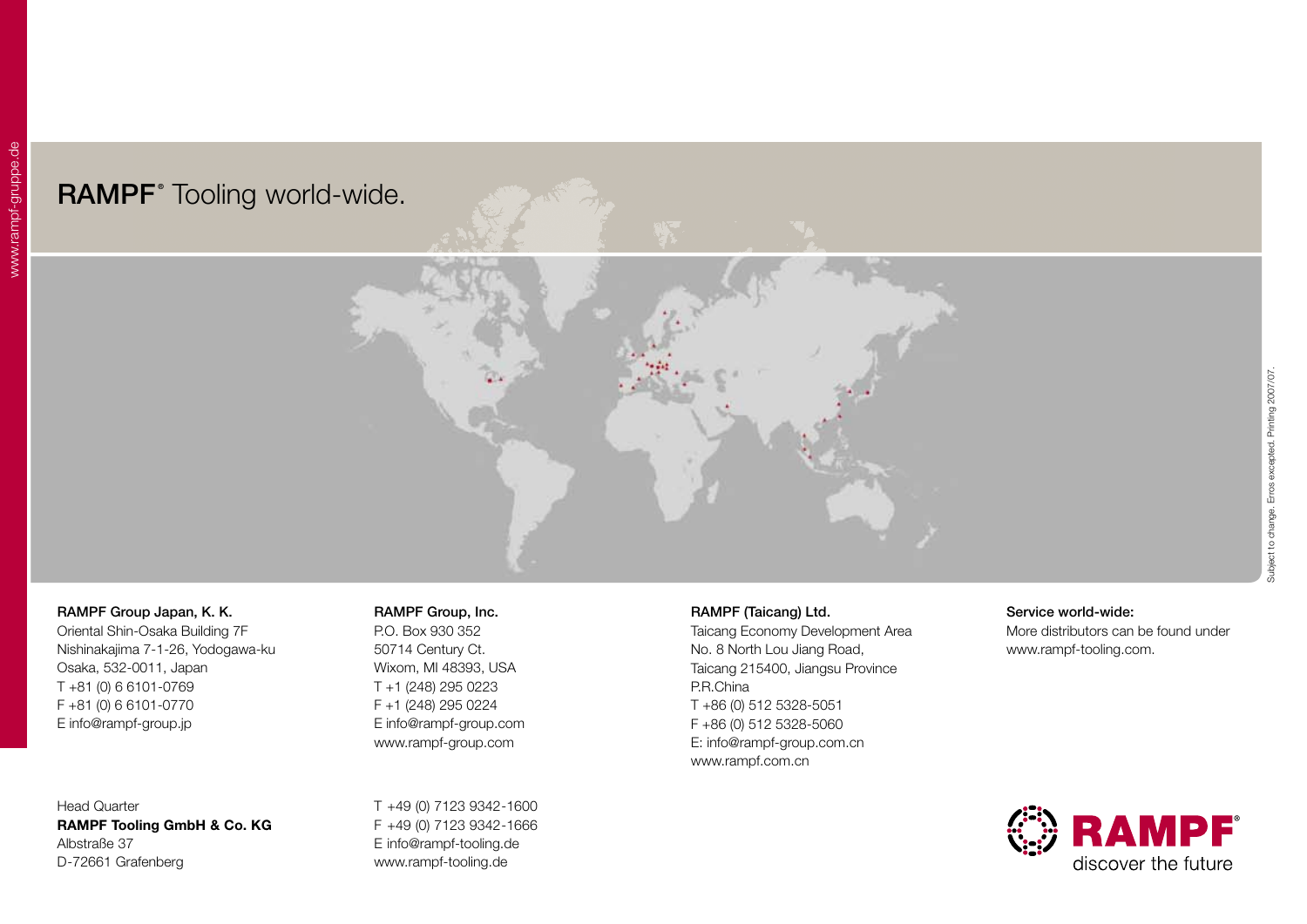# RAMPF® Tooling world-wide.

**RAMPF Group Japan, K. K.**
Oriental Shin-Osaka Building 7F
Nishinakajima 7-1-26, Yodogawa-ku
Osaka, 532-0011, Japan
T +81 (0) 6 6101-0769
F +81 (0) 6 6101-0770
E info@rampf-group.jp

**RAMPF Group, Inc.**
P.O. Box 930 352
50714 Century Ct.
Wixom, MI 48393, USA
T +1 (248) 295 0223
F +1 (248) 295 0224
E info@rampf-group.com
www.rampf-group.com

**RAMPF (Taicang) Ltd.**
Taicang Economy Development Area
No. 8 North Lou Jiang Road,
Taicang 215400, Jiangsu Province
P.R.China
T +86 (0) 512 5328-5051
F +86 (0) 512 5328-5060
E: info@rampf-group.com.cn
www.rampf.com.cn

**Service world-wide:**
More distributors can be found under
www.rampf-tooling.com.

Head Quarter
**RAMPF Tooling GmbH & Co. KG**
Albstraße 37
D-72661 Grafenberg

T +49 (0) 7123 9342-1600
F +49 (0) 7123 9342-1666
E info@rampf-tooling.de
www.rampf-tooling.de

RAMPF® discover the future

www.rampf-gruppe.de

Subject to change. Erros excepted. Printing 2007/07.